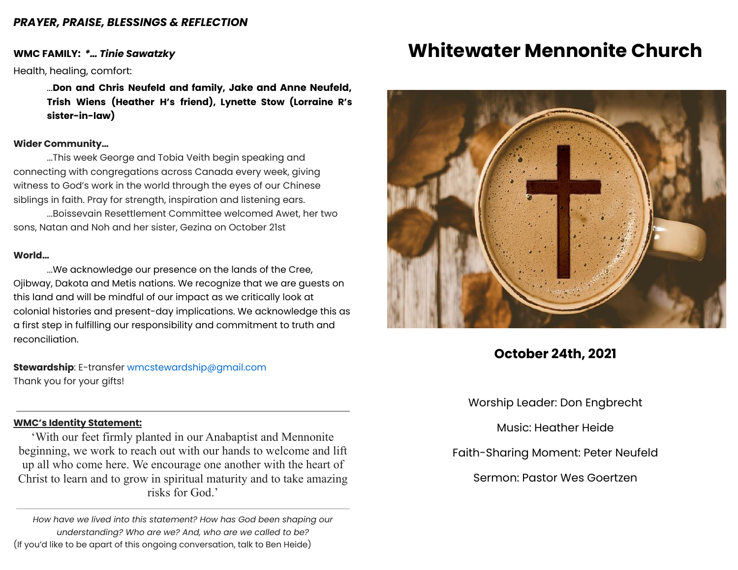***PRAYER, PRAISE, BLESSINGS & REFLECTION***

**WMC FAMILY:** ***\*… Tinie Sawatzky***

Health, healing, comfort:

…**Don and Chris Neufeld and family, Jake and Anne Neufeld, Trish Wiens (Heather H's friend), Lynette Stow (Lorraine R's sister-in-law)**

**Wider Community…**

…This week George and Tobia Veith begin speaking and connecting with congregations across Canada every week, giving witness to God's work in the world through the eyes of our Chinese siblings in faith. Pray for strength, inspiration and listening ears.

…Boissevain Resettlement Committee welcomed Awet, her two sons, Natan and Noh and her sister, Gezina on October 21st

**World…**

…We acknowledge our presence on the lands of the Cree, Ojibway, Dakota and Metis nations. We recognize that we are guests on this land and will be mindful of our impact as we critically look at colonial histories and present-day implications. We acknowledge this as a first step in fulfilling our responsibility and commitment to truth and reconciliation.

**Stewardship**: E-transfer wmcstewardship@gmail.com
Thank you for your gifts!

---

**WMC's Identity Statement:**

'With our feet firmly planted in our Anabaptist and Mennonite beginning, we work to reach out with our hands to welcome and lift up all who come here. We encourage one another with the heart of Christ to learn and to grow in spiritual maturity and to take amazing risks for God.'

---

*How have we lived into this statement? How has God been shaping our understanding? Who are we? And, who are we called to be?*
(If you'd like to be apart of this ongoing conversation, talk to Ben Heide)

# Whitewater Mennonite Church

**October 24th, 2021**

Worship Leader: Don Engbrecht

Music: Heather Heide

Faith-Sharing Moment: Peter Neufeld

Sermon: Pastor Wes Goertzen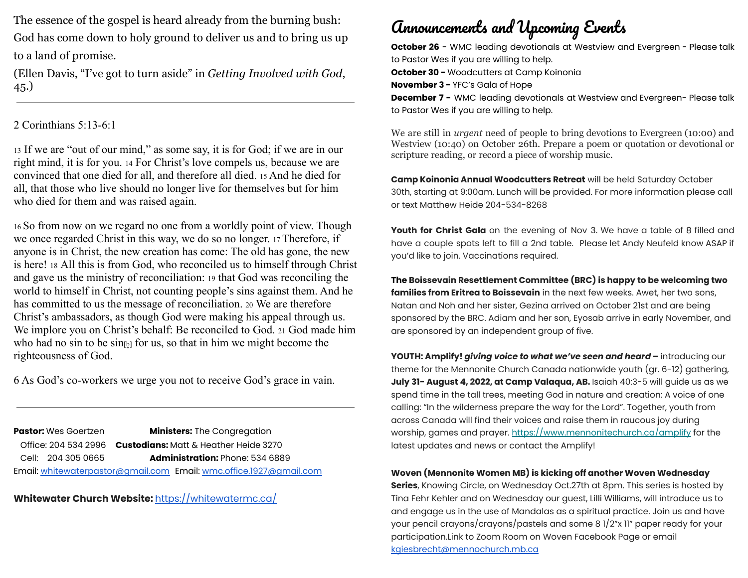The essence of the gospel is heard already from the burning bush: God has come down to holy ground to deliver us and to bring us up to a land of promise.

(Ellen Davis, "I've got to turn aside" in *Getting Involved with God*, 45.)

---

2 Corinthians 5:13-6:1

13 If we are "out of our mind," as some say, it is for God; if we are in our right mind, it is for you. 14 For Christ's love compels us, because we are convinced that one died for all, and therefore all died. 15 And he died for all, that those who live should no longer live for themselves but for him who died for them and was raised again.

16 So from now on we regard no one from a worldly point of view. Though we once regarded Christ in this way, we do so no longer. 17 Therefore, if anyone is in Christ, the new creation has come: The old has gone, the new is here! 18 All this is from God, who reconciled us to himself through Christ and gave us the ministry of reconciliation: 19 that God was reconciling the world to himself in Christ, not counting people's sins against them. And he has committed to us the message of reconciliation. 20 We are therefore Christ's ambassadors, as though God were making his appeal through us. We implore you on Christ's behalf: Be reconciled to God. 21 God made him who had no sin to be sin[b] for us, so that in him we might become the righteousness of God.

6 As God's co-workers we urge you not to receive God's grace in vain.

---

**Pastor:** Wes Goertzen
Office: 204 534 2996
Cell: 204 305 0665
Email: whitewaterpastor@gmail.com

**Ministers:** The Congregation
**Custodians:** Matt & Heather Heide 3270
**Administration:** Phone: 534 6889
Email: wmc.office.1927@gmail.com

**Whitewater Church Website:** https://whitewatermc.ca/

# Announcements and Upcoming Events

**October 26** - WMC leading devotionals at Westview and Evergreen - Please talk to Pastor Wes if you are willing to help.
**October 30 -** Woodcutters at Camp Koinonia
**November 3 -** YFC's Gala of Hope
**December 7 -** WMC leading devotionals at Westview and Evergreen- Please talk to Pastor Wes if you are willing to help.

We are still in *urgent* need of people to bring devotions to Evergreen (10:00) and Westview (10:40) on October 26th. Prepare a poem or quotation or devotional or scripture reading, or record a piece of worship music.

**Camp Koinonia Annual Woodcutters Retreat** will be held Saturday October 30th, starting at 9:00am. Lunch will be provided. For more information please call or text Matthew Heide 204-534-8268

**Youth for Christ Gala** on the evening of Nov 3. We have a table of 8 filled and have a couple spots left to fill a 2nd table. Please let Andy Neufeld know ASAP if you'd like to join. Vaccinations required.

**The Boissevain Resettlement Committee (BRC) is happy to be welcoming two families from Eritrea to Boissevain** in the next few weeks. Awet, her two sons, Natan and Noh and her sister, Gezina arrived on October 21st and are being sponsored by the BRC. Adiam and her son, Eyosab arrive in early November, and are sponsored by an independent group of five.

**YOUTH: Amplify! *giving voice to what we've seen and heard* –** introducing our theme for the Mennonite Church Canada nationwide youth (gr. 6-12) gathering, **July 31- August 4, 2022, at Camp Valaqua, AB.** Isaiah 40:3-5 will guide us as we spend time in the tall trees, meeting God in nature and creation: A voice of one calling: "In the wilderness prepare the way for the Lord". Together, youth from across Canada will find their voices and raise them in raucous joy during worship, games and prayer. https://www.mennonitechurch.ca/amplify for the latest updates and news or contact the Amplify!

**Woven (Mennonite Women MB) is kicking off another Woven Wednesday Series**, Knowing Circle, on Wednesday Oct.27th at 8pm. This series is hosted by Tina Fehr Kehler and on Wednesday our guest, Lilli Williams, will introduce us to and engage us in the use of Mandalas as a spiritual practice. Join us and have your pencil crayons/crayons/pastels and some 8 1/2"x 11" paper ready for your participation.Link to Zoom Room on Woven Facebook Page or email kgiesbrecht@mennochurch.mb.ca